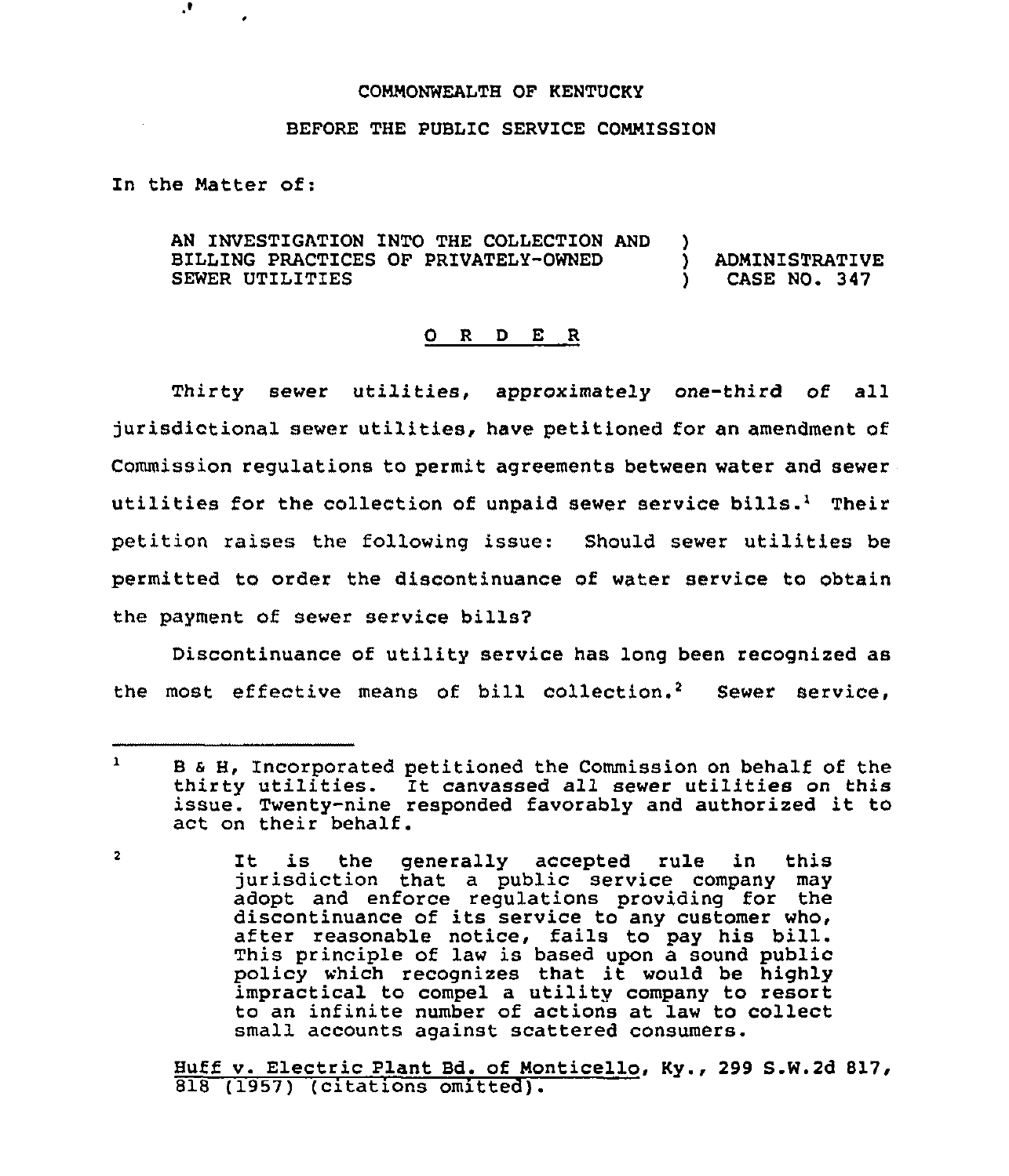COMMONWEALTH OF KENTUCKY

BEFORE THE PUBLIC SERVICE COMMISSION

In the Matter of:

AN INVESTIGATION INTO THE COLLECTION AND BILLING PRACTICES OF PRIVATELY-OWNED SEWER UTILITIES ) ADMINISTRATIVE CASE NO. 347

# O R D E R

Thirty sewer utilities, approximately one-third of all jurisdictional sewer utilities, have petitioned for an amendment of Commission regulations to permit agreements between water and sewer utilities for the collection of unpaid sewer service bills.[1] Their petition raises the following issue: Should sewer utilities be permitted to order the discontinuance of water service to obtain the payment of sewer service bills?

Discontinuance of utility service has long been recognized as the most effective means of bill collection.[2] Sewer service,

---

[1] B & H, Incorporated petitioned the Commission on behalf of the thirty utilities. It canvassed all sewer utilities on this issue. Twenty-nine responded favorably and authorized it to act on their behalf.

[2]

> It is the generally accepted rule in this jurisdiction that a public service company may adopt and enforce regulations providing for the discontinuance of its service to any customer who, after reasonable notice, fails to pay his bill. This principle of law is based upon a sound public policy which recognizes that it would be highly impractical to compel a utility company to resort to an infinite number of actions at law to collect small accounts against scattered consumers.

Huff v. Electric Plant Bd. of Monticello, Ky., 299 S.W.2d 817, 818 (1957) (citations omitted).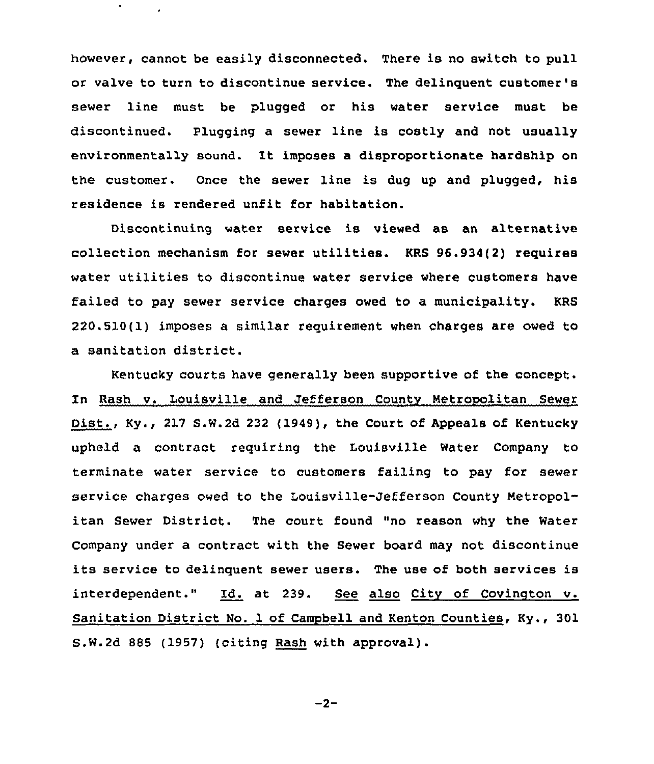however, cannot be easily disconnected. There is no switch to pull or valve to turn to discontinue service. The delinquent customer's sewer line must be plugged or his water service must be discontinued. Plugging a sewer line is costly and not usually environmentally sound. It imposes a disproportionate hardship on the customer. Once the sewer line is dug up and plugged, his residence is rendered unfit for habitation.

Discontinuing water service is viewed as an alternative collection mechanism for sewer utilities. KRS 96.934(2) requires water utilities to discontinue water service where customers have failed to pay sewer service charges owed to a municipality. KRS 220.510(1) imposes a similar requirement when charges are owed to a sanitation district.

Kentucky courts have generally been supportive of the concept. In Rash v. Louisville and Jefferson County Metropolitan Sewer Dist., Ky., 217 S.W.2d 232 (1949), the Court of Appeals of Kentucky upheld a contract requiring the Louisville Water Company to terminate water service to customers failing to pay for sewer service charges owed to the Louisville-Jefferson County Metropolitan Sewer District. The court found "no reason why the Water Company under a contract with the Sewer board may not discontinue its service to delinquent sewer users. The use of both services is interdependent." Id. at 239. See also City of Covington v. Sanitation District No. 1 of Campbell and Kenton Counties, Ky., 301 S.W.2d 885 (1957) (citing Rash with approval).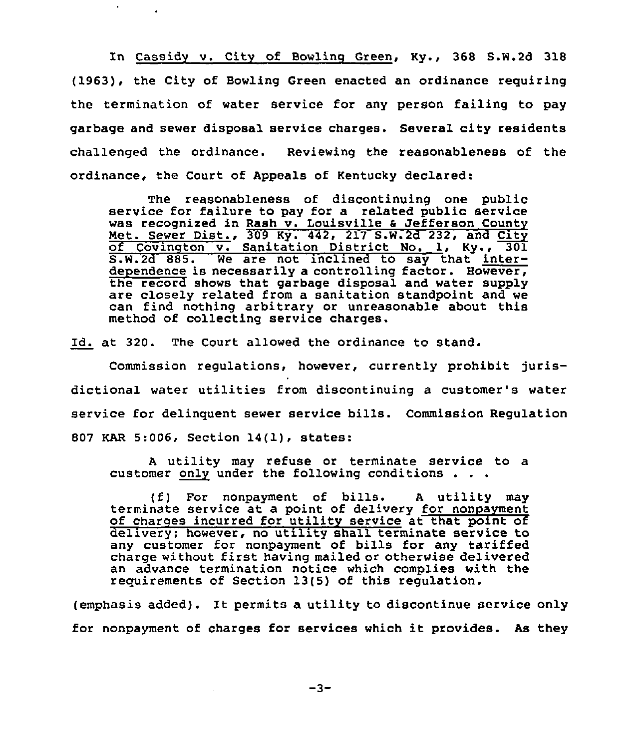In Cassidy v. City of Bowling Green, Ky., 368 S.W.2d 318 (1963), the City of Bowling Green enacted an ordinance requiring the termination of water service for any person failing to pay garbage and sewer disposal service charges. Several city residents challenged the ordinance. Reviewing the reasonableness of the ordinance, the Court of Appeals of Kentucky declared:

> The reasonableness of discontinuing one public service for failure to pay for a related public service was recognized in Rash v. Louisville & Jefferson County Met. Sewer Dist., 309 Ky. 442, 217 S.W.2d 232, and City of Covington v. Sanitation District No. 1, Ky., 301 S.W.2d 885. We are not inclined to say that interdependence is necessarily a controlling factor. However, the record shows that garbage disposal and water supply are closely related from a sanitation standpoint and we can find nothing arbitrary or unreasonable about this method of collecting service charges.

Id. at 320. The Court allowed the ordinance to stand.

Commission regulations, however, currently prohibit jurisdictional water utilities from discontinuing a customer's water service for delinquent sewer service bills. Commission Regulation 807 KAR 5:006, Section 14(1), states:

> A utility may refuse or terminate service to a customer only under the following conditions . . .
>
> (f) For nonpayment of bills. A utility may terminate service at a point of delivery for nonpayment of charges incurred for utility service at that point of delivery; however, no utility shall terminate service to any customer for nonpayment of bills for any tariffed charge without first having mailed or otherwise delivered an advance termination notice which complies with the requirements of Section 13(5) of this regulation.

(emphasis added). It permits a utility to discontinue service only for nonpayment of charges for services which it provides. As they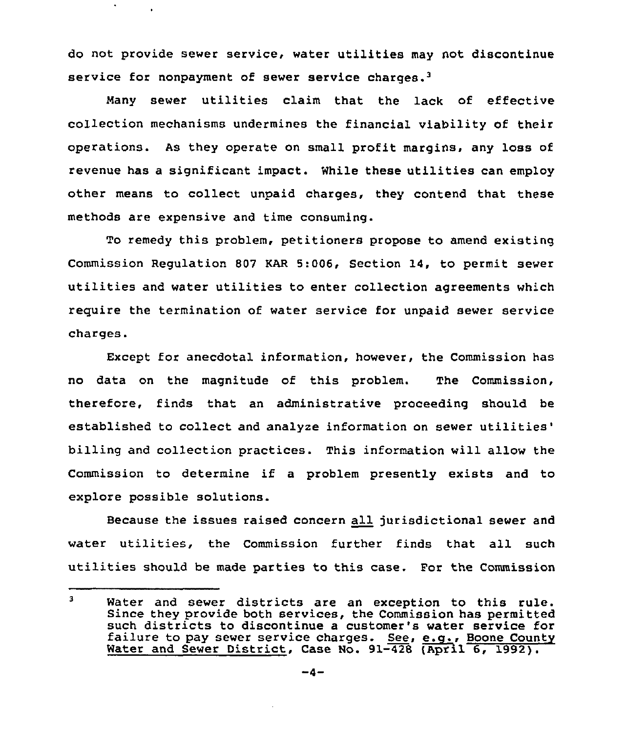do not provide sewer service, water utilities may not discontinue service for nonpayment of sewer service charges.[3]

Many sewer utilities claim that the lack of effective collection mechanisms undermines the financial viability of their operations. As they operate on small profit margins, any loss of revenue has a significant impact. While these utilities can employ other means to collect unpaid charges, they contend that these methods are expensive and time consuming.

To remedy this problem, petitioners propose to amend existing Commission Regulation 807 KAR 5:006, Section 14, to permit sewer utilities and water utilities to enter collection agreements which require the termination of water service for unpaid sewer service charges.

Except for anecdotal information, however, the Commission has no data on the magnitude of this problem. The Commission, therefore, finds that an administrative proceeding should be established to collect and analyze information on sewer utilities' billing and collection practices. This information will allow the Commission to determine if a problem presently exists and to explore possible solutions.

Because the issues raised concern <u>all</u> jurisdictional sewer and water utilities, the Commission further finds that all such utilities should be made parties to this case. For the Commission

---

[3] Water and sewer districts are an exception to this rule. Since they provide both services, the Commission has permitted such districts to discontinue a customer's water service for failure to pay sewer service charges. <u>See</u>, <u>e.g.</u>, <u>Boone County Water and Sewer District</u>, Case No. 91-428 (April 6, 1992).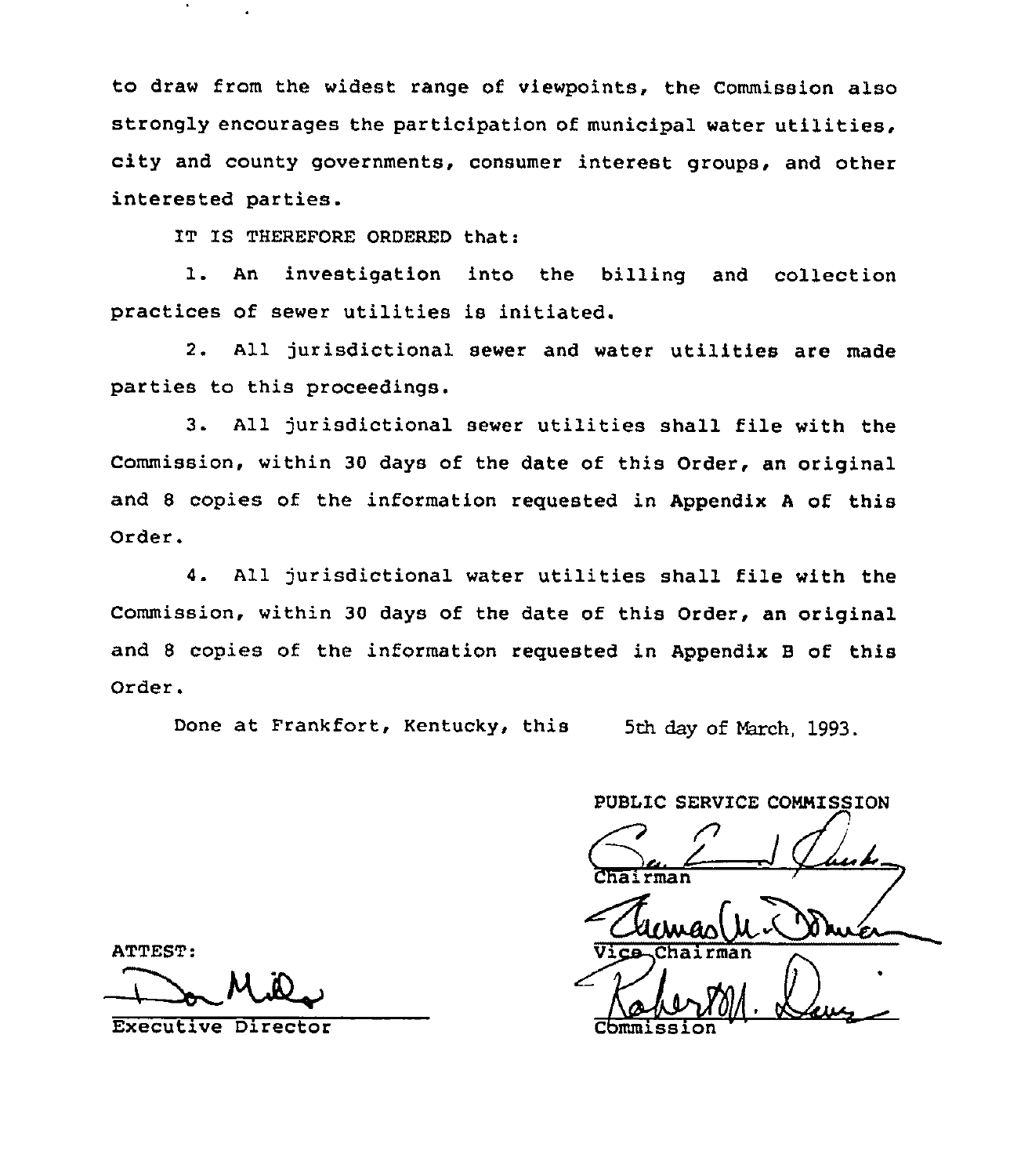to draw from the widest range of viewpoints, the Commission also strongly encourages the participation of municipal water utilities, city and county governments, consumer interest groups, and other interested parties.

IT IS THEREFORE ORDERED that:

1. An investigation into the billing and collection practices of sewer utilities is initiated.

2. All jurisdictional sewer and water utilities are made parties to this proceedings.

3. All jurisdictional sewer utilities shall file with the Commission, within 30 days of the date of this Order, an original and 8 copies of the information requested in Appendix A of this Order.

4. All jurisdictional water utilities shall file with the Commission, within 30 days of the date of this Order, an original and 8 copies of the information requested in Appendix B of this Order.

Done at Frankfort, Kentucky, this 5th day of March, 1993.

PUBLIC SERVICE COMMISSION

Chairman

Vice Chairman

Commission

ATTEST:

Executive Director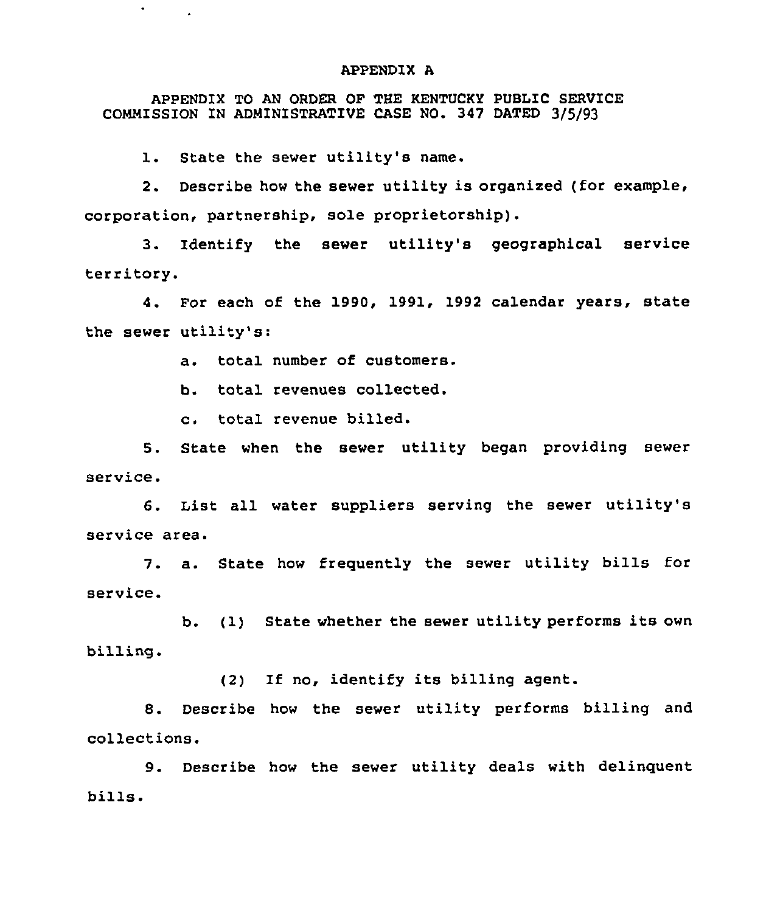# APPENDIX A

APPENDIX TO AN ORDER OF THE KENTUCKY PUBLIC SERVICE COMMISSION IN ADMINISTRATIVE CASE NO. 347 DATED 3/5/93

1. State the sewer utility's name.

2. Describe how the sewer utility is organized (for example, corporation, partnership, sole proprietorship).

3. Identify the sewer utility's geographical service territory.

4. For each of the 1990, 1991, 1992 calendar years, state the sewer utility's:

   a. total number of customers.

   b. total revenues collected.

   c. total revenue billed.

5. State when the sewer utility began providing sewer service.

6. List all water suppliers serving the sewer utility's service area.

7. a. State how frequently the sewer utility bills for service.

   b. (1) State whether the sewer utility performs its own billing.

   (2) If no, identify its billing agent.

8. Describe how the sewer utility performs billing and collections.

9. Describe how the sewer utility deals with delinquent bills.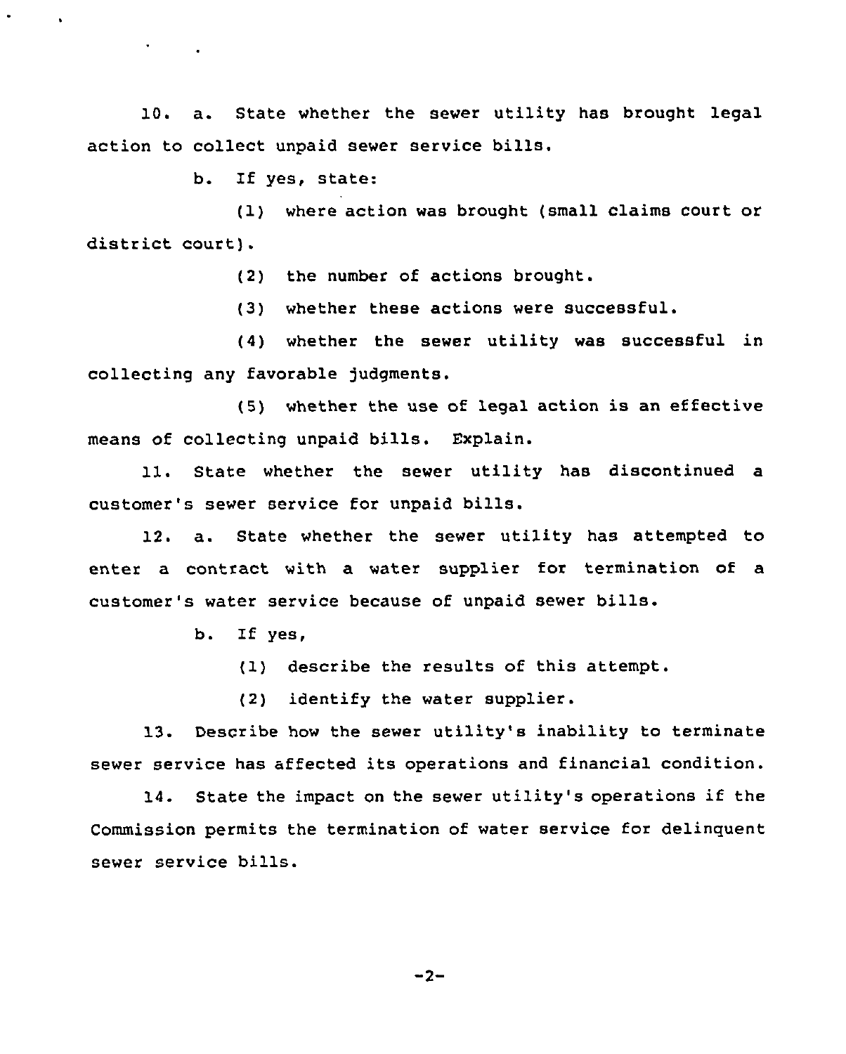10. a. State whether the sewer utility has brought legal action to collect unpaid sewer service bills.

b. If yes, state:

(1) where action was brought (small claims court or district court).

(2) the number of actions brought.

(3) whether these actions were successful.

(4) whether the sewer utility was successful in collecting any favorable judgments.

(5) whether the use of legal action is an effective means of collecting unpaid bills. Explain.

11. State whether the sewer utility has discontinued a customer's sewer service for unpaid bills.

12. a. State whether the sewer utility has attempted to enter a contract with a water supplier for termination of a customer's water service because of unpaid sewer bills.

b. If yes,

(1) describe the results of this attempt.

(2) identify the water supplier.

13. Describe how the sewer utility's inability to terminate sewer service has affected its operations and financial condition.

14. State the impact on the sewer utility's operations if the Commission permits the termination of water service for delinquent sewer service bills.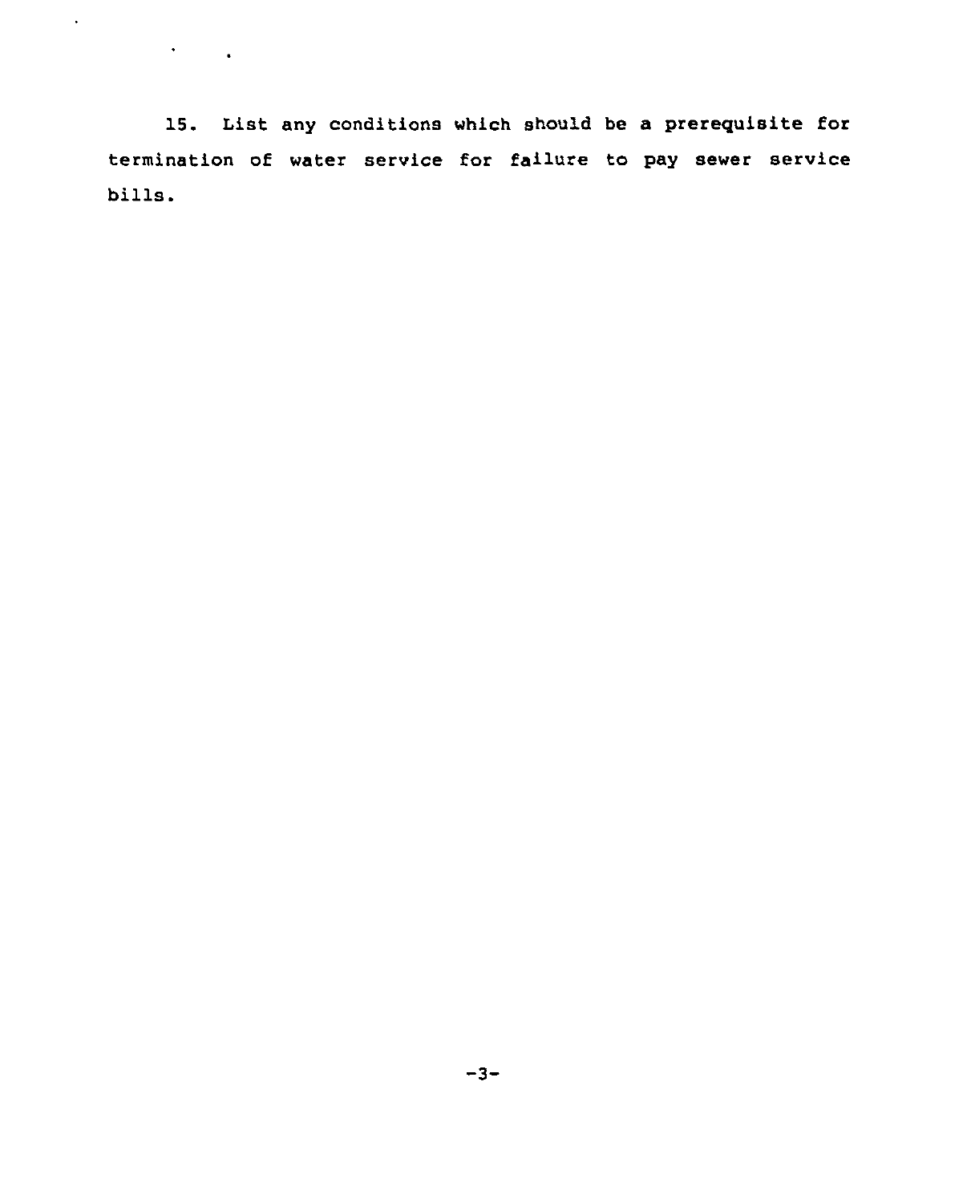15. List any conditions which should be a prerequisite for termination of water service for failure to pay sewer service bills.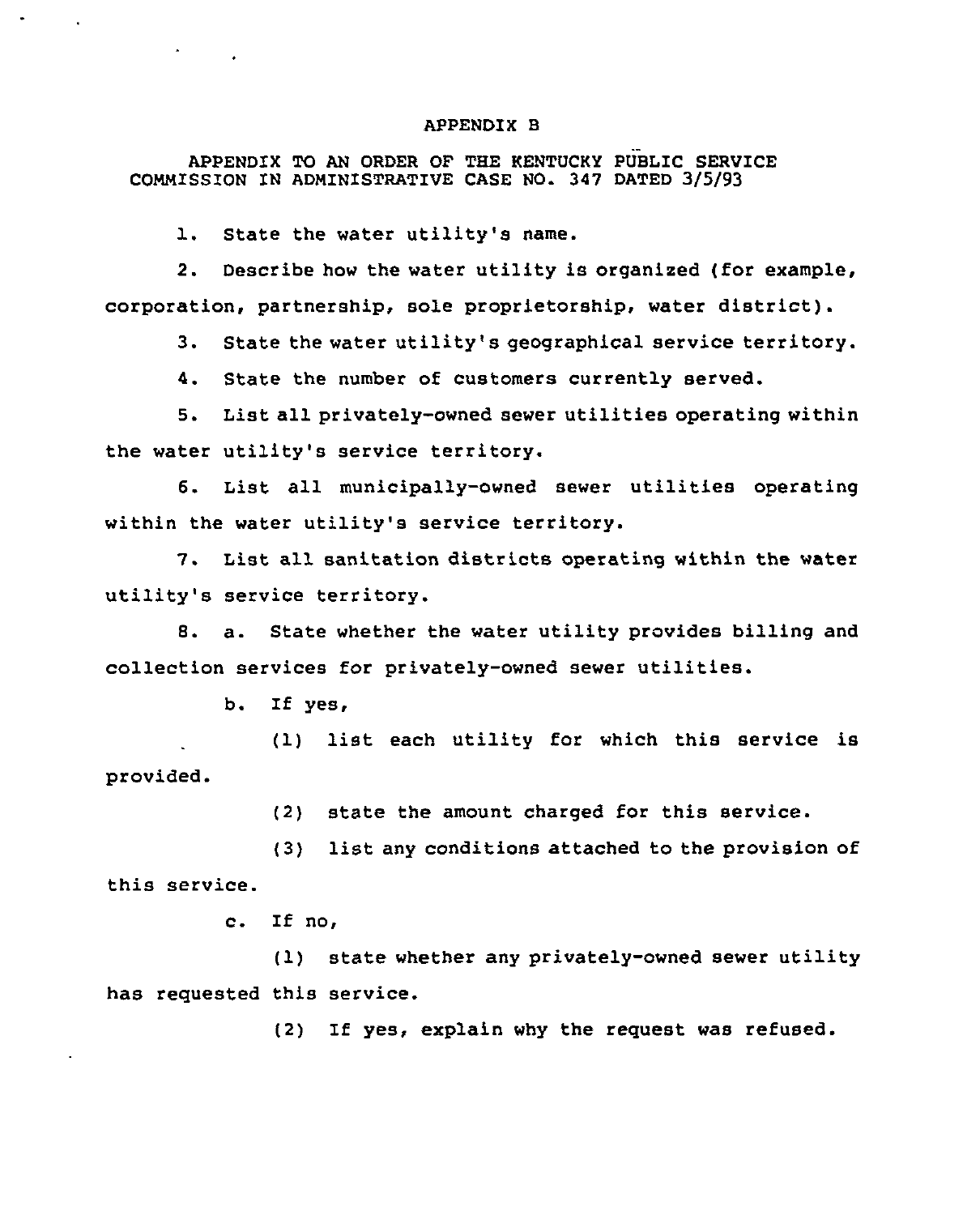APPENDIX B

APPENDIX TO AN ORDER OF THE KENTUCKY PUBLIC SERVICE COMMISSION IN ADMINISTRATIVE CASE NO. 347 DATED 3/5/93

1. State the water utility's name.

2. Describe how the water utility is organized (for example, corporation, partnership, sole proprietorship, water district).

3. State the water utility's geographical service territory.

4. State the number of customers currently served.

5. List all privately-owned sewer utilities operating within the water utility's service territory.

6. List all municipally-owned sewer utilities operating within the water utility's service territory.

7. List all sanitation districts operating within the water utility's service territory.

8. a. State whether the water utility provides billing and collection services for privately-owned sewer utilities.

b. If yes,

(1) list each utility for which this service is provided.

(2) state the amount charged for this service.

(3) list any conditions attached to the provision of this service.

c. If no,

(1) state whether any privately-owned sewer utility has requested this service.

(2) If yes, explain why the request was refused.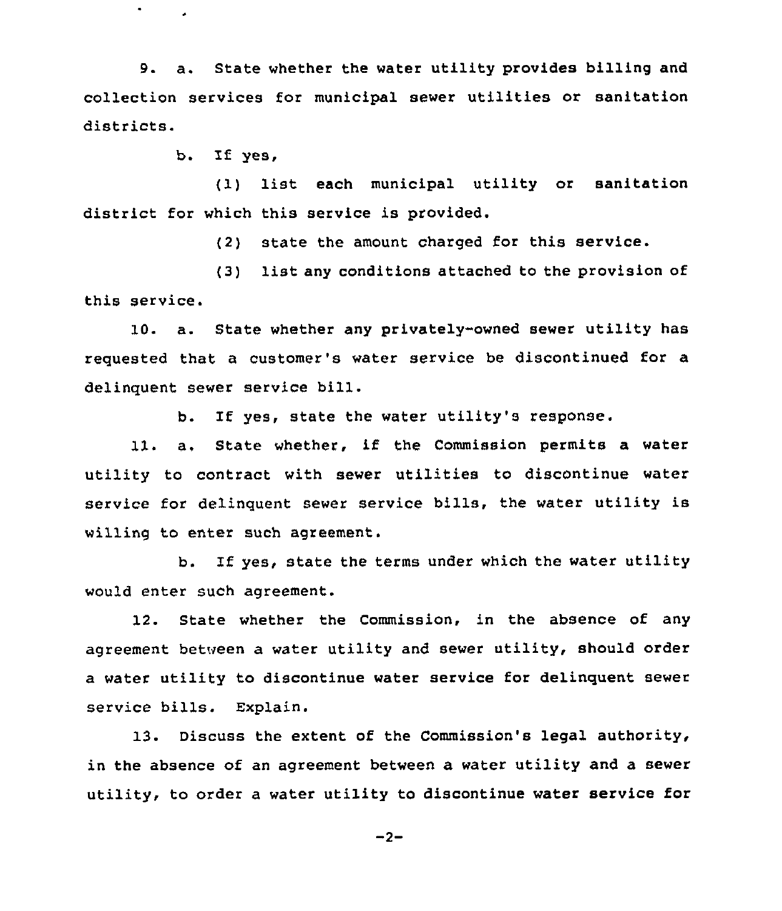9. a. State whether the water utility provides billing and collection services for municipal sewer utilities or sanitation districts.

b. If yes,

(1) list each municipal utility or sanitation district for which this service is provided.

(2) state the amount charged for this service.

(3) list any conditions attached to the provision of this service.

10. a. State whether any privately-owned sewer utility has requested that a customer's water service be discontinued for a delinquent sewer service bill.

b. If yes, state the water utility's response.

11. a. State whether, if the Commission permits a water utility to contract with sewer utilities to discontinue water service for delinquent sewer service bills, the water utility is willing to enter such agreement.

b. If yes, state the terms under which the water utility would enter such agreement.

12. State whether the Commission, in the absence of any agreement between a water utility and sewer utility, should order a water utility to discontinue water service for delinquent sewer service bills. Explain.

13. Discuss the extent of the Commission's legal authority, in the absence of an agreement between a water utility and a sewer utility, to order a water utility to discontinue water service for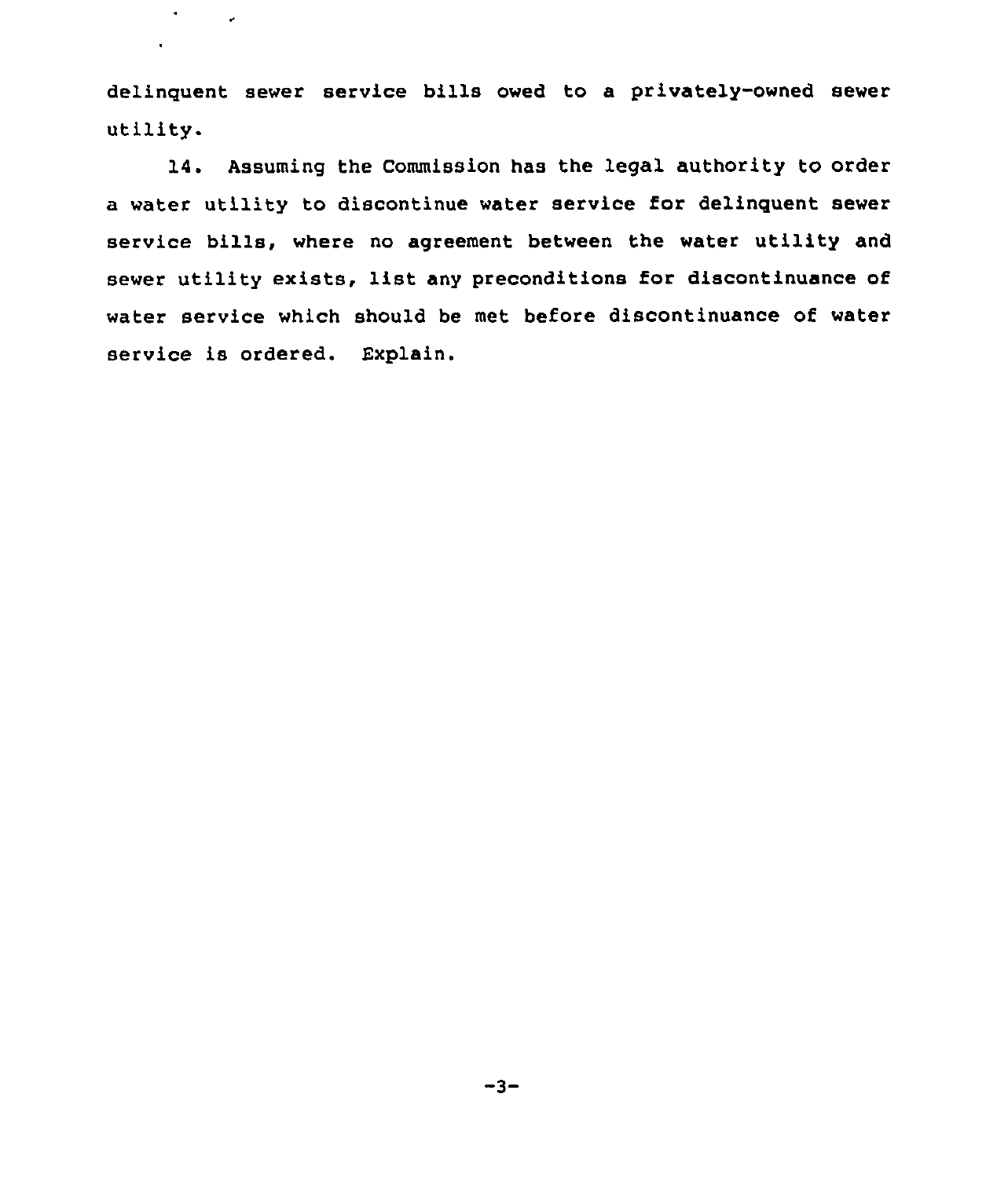delinquent sewer service bills owed to a privately-owned sewer utility.

14. Assuming the Commission has the legal authority to order a water utility to discontinue water service for delinquent sewer service bills, where no agreement between the water utility and sewer utility exists, list any preconditions for discontinuance of water service which should be met before discontinuance of water service is ordered. Explain.